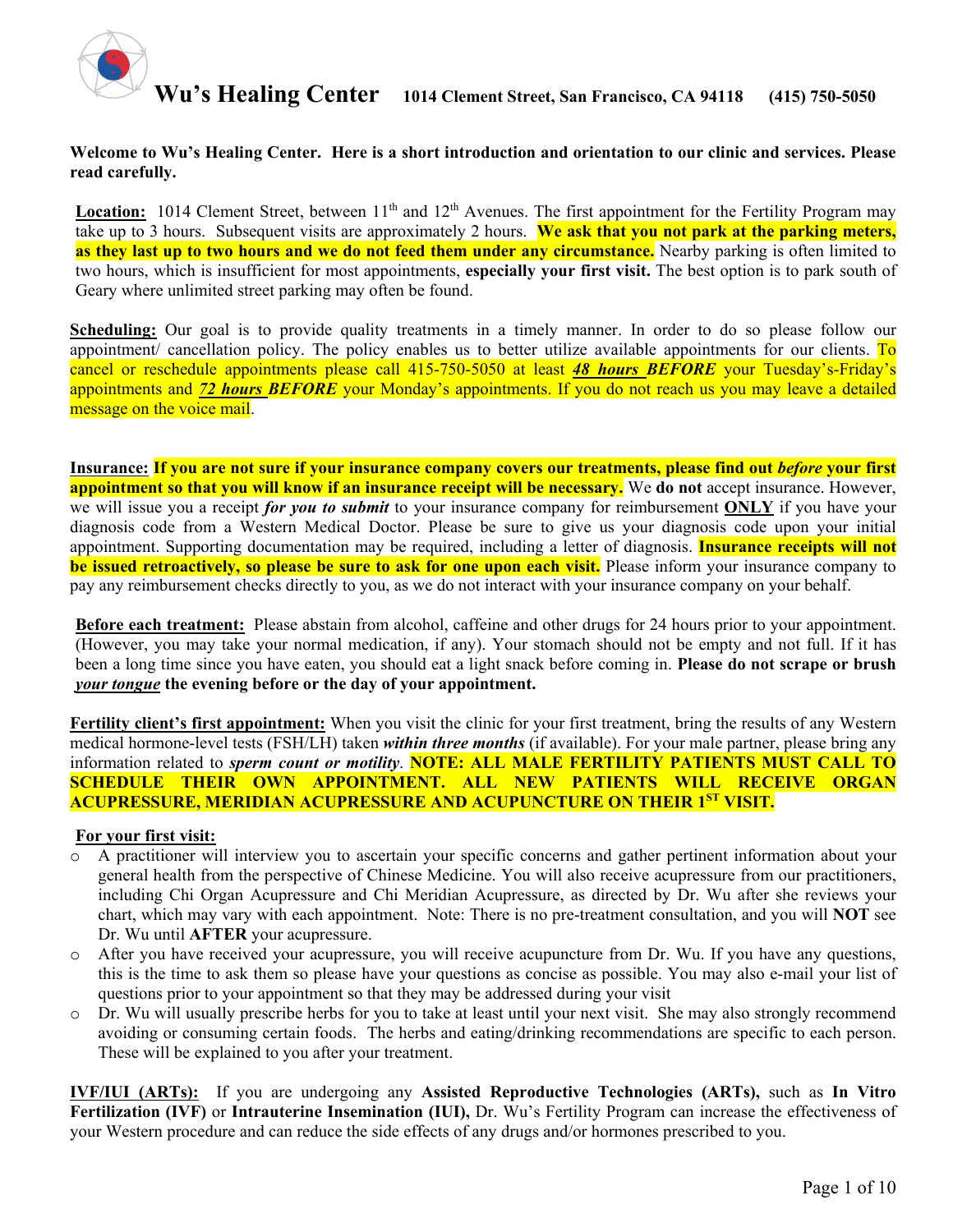# Wu's Healing Center

**1014 Clement Street, San Francisco, CA 94118 (415) 750-5050**

**Welcome to Wu's Healing Center. Here is a short introduction and orientation to our clinic and services. Please read carefully.**

**Location:** 1014 Clement Street, between 11th and 12th Avenues. The first appointment for the Fertility Program may take up to 3 hours. Subsequent visits are approximately 2 hours. **We ask that you not park at the parking meters, as they last up to two hours and we do not feed them under any circumstance.** Nearby parking is often limited to two hours, which is insufficient for most appointments, **especially your first visit.** The best option is to park south of Geary where unlimited street parking may often be found.

**Scheduling:** Our goal is to provide quality treatments in a timely manner. In order to do so please follow our appointment/ cancellation policy. The policy enables us to better utilize available appointments for our clients. To cancel or reschedule appointments please call 415-750-5050 at least ***48 hours BEFORE*** your Tuesday's-Friday's appointments and ***72 hours BEFORE*** your Monday's appointments. If you do not reach us you may leave a detailed message on the voice mail.

**Insurance:** **If you are not sure if your insurance company covers our treatments, please find out *before* your first appointment so that you will know if an insurance receipt will be necessary.** We **do not** accept insurance. However, we will issue you a receipt ***for you to submit*** to your insurance company for reimbursement **ONLY** if you have your diagnosis code from a Western Medical Doctor. Please be sure to give us your diagnosis code upon your initial appointment. Supporting documentation may be required, including a letter of diagnosis. **Insurance receipts will not be issued retroactively, so please be sure to ask for one upon each visit.** Please inform your insurance company to pay any reimbursement checks directly to you, as we do not interact with your insurance company on your behalf.

**Before each treatment:** Please abstain from alcohol, caffeine and other drugs for 24 hours prior to your appointment. (However, you may take your normal medication, if any). Your stomach should not be empty and not full. If it has been a long time since you have eaten, you should eat a light snack before coming in. **Please do not scrape or brush *your tongue* the evening before or the day of your appointment.**

**Fertility client's first appointment:** When you visit the clinic for your first treatment, bring the results of any Western medical hormone-level tests (FSH/LH) taken ***within three months*** (if available). For your male partner, please bring any information related to ***sperm count or motility***. **NOTE: ALL MALE FERTILITY PATIENTS MUST CALL TO SCHEDULE THEIR OWN APPOINTMENT. ALL NEW PATIENTS WILL RECEIVE ORGAN ACUPRESSURE, MERIDIAN ACUPRESSURE AND ACUPUNCTURE ON THEIR 1ST VISIT.**

**For your first visit:**

- A practitioner will interview you to ascertain your specific concerns and gather pertinent information about your general health from the perspective of Chinese Medicine. You will also receive acupressure from our practitioners, including Chi Organ Acupressure and Chi Meridian Acupressure, as directed by Dr. Wu after she reviews your chart, which may vary with each appointment. Note: There is no pre-treatment consultation, and you will **NOT** see Dr. Wu until **AFTER** your acupressure.
- After you have received your acupressure, you will receive acupuncture from Dr. Wu. If you have any questions, this is the time to ask them so please have your questions as concise as possible. You may also e-mail your list of questions prior to your appointment so that they may be addressed during your visit
- Dr. Wu will usually prescribe herbs for you to take at least until your next visit. She may also strongly recommend avoiding or consuming certain foods. The herbs and eating/drinking recommendations are specific to each person. These will be explained to you after your treatment.

**IVF/IUI (ARTs):** If you are undergoing any **Assisted Reproductive Technologies (ARTs),** such as **In Vitro Fertilization (IVF)** or **Intrauterine Insemination (IUI),** Dr. Wu's Fertility Program can increase the effectiveness of your Western procedure and can reduce the side effects of any drugs and/or hormones prescribed to you.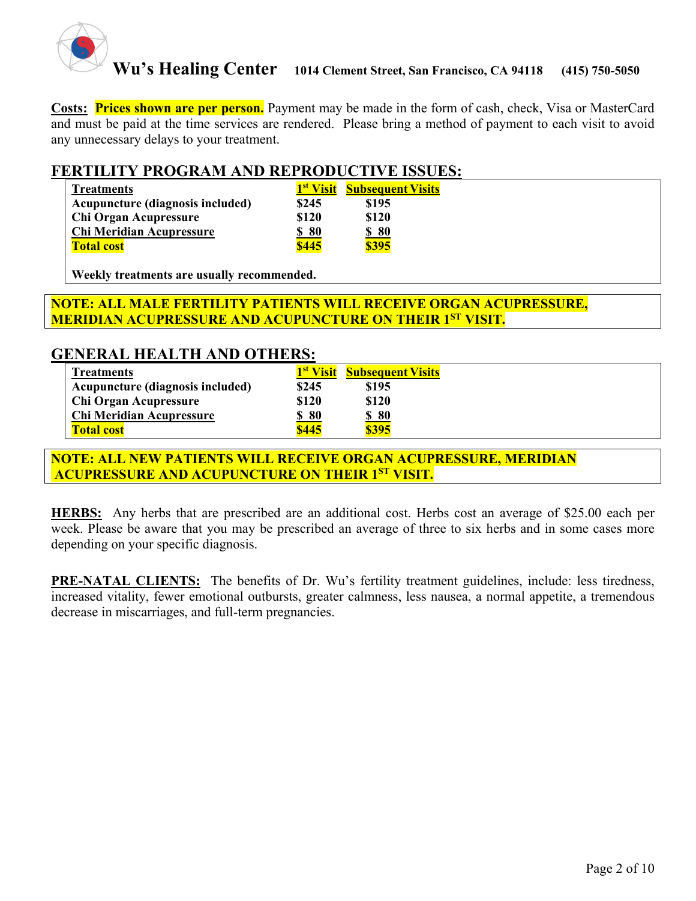**Costs:** **Prices shown are per person.** Payment may be made in the form of cash, check, Visa or MasterCard and must be paid at the time services are rendered. Please bring a method of payment to each visit to avoid any unnecessary delays to your treatment.

## FERTILITY PROGRAM AND REPRODUCTIVE ISSUES:

| Treatments | 1st Visit | Subsequent Visits |
|---|---|---|
| Acupuncture (diagnosis included) | $245 | $195 |
| Chi Organ Acupressure | $120 | $120 |
| Chi Meridian Acupressure | $ 80 | $ 80 |
| **Total cost** | **$445** | **$395** |

**Weekly treatments are usually recommended.**

**NOTE: ALL MALE FERTILITY PATIENTS WILL RECEIVE ORGAN ACUPRESSURE, MERIDIAN ACUPRESSURE AND ACUPUNCTURE ON THEIR 1ST VISIT.**

## GENERAL HEALTH AND OTHERS:

| Treatments | 1st Visit | Subsequent Visits |
|---|---|---|
| Acupuncture (diagnosis included) | $245 | $195 |
| Chi Organ Acupressure | $120 | $120 |
| Chi Meridian Acupressure | $ 80 | $ 80 |
| **Total cost** | **$445** | **$395** |

**NOTE: ALL NEW PATIENTS WILL RECEIVE ORGAN ACUPRESSURE, MERIDIAN ACUPRESSURE AND ACUPUNCTURE ON THEIR 1ST VISIT.**

**HERBS:** Any herbs that are prescribed are an additional cost. Herbs cost an average of $25.00 each per week. Please be aware that you may be prescribed an average of three to six herbs and in some cases more depending on your specific diagnosis.

**PRE-NATAL CLIENTS:** The benefits of Dr. Wu's fertility treatment guidelines, include: less tiredness, increased vitality, fewer emotional outbursts, greater calmness, less nausea, a normal appetite, a tremendous decrease in miscarriages, and full-term pregnancies.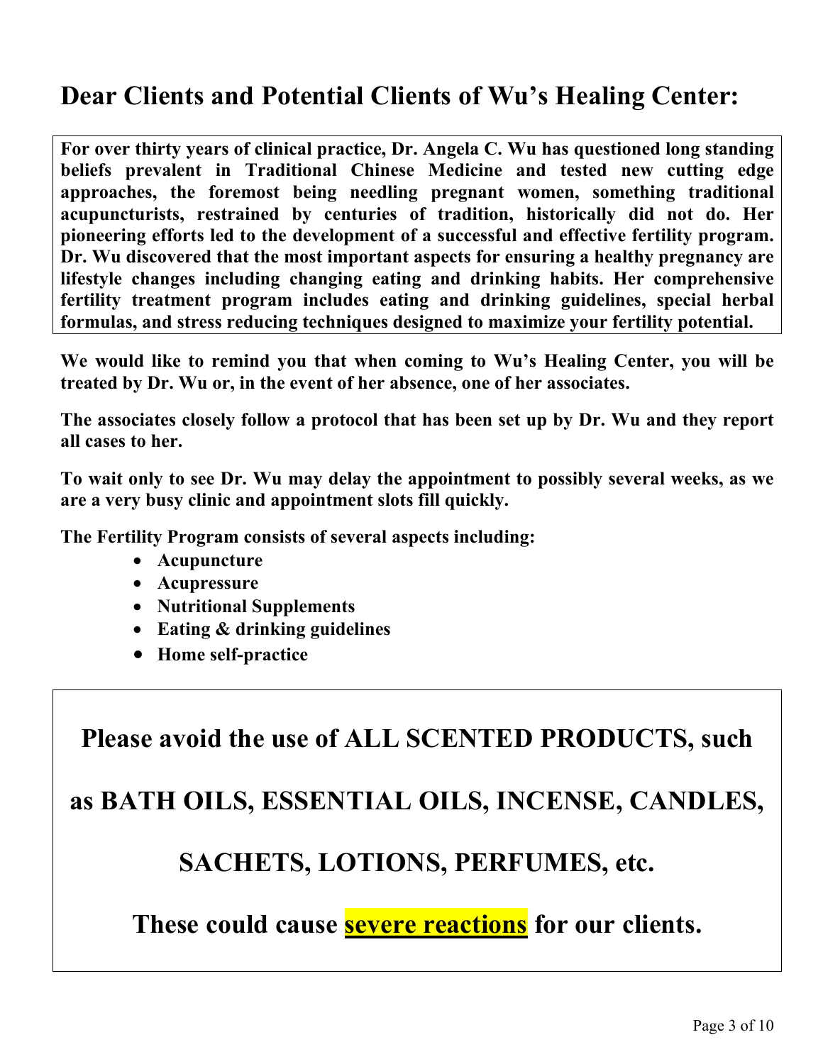# Dear Clients and Potential Clients of Wu's Healing Center:

**For over thirty years of clinical practice, Dr. Angela C. Wu has questioned long standing beliefs prevalent in Traditional Chinese Medicine and tested new cutting edge approaches, the foremost being needling pregnant women, something traditional acupuncturists, restrained by centuries of tradition, historically did not do. Her pioneering efforts led to the development of a successful and effective fertility program. Dr. Wu discovered that the most important aspects for ensuring a healthy pregnancy are lifestyle changes including changing eating and drinking habits. Her comprehensive fertility treatment program includes eating and drinking guidelines, special herbal formulas, and stress reducing techniques designed to maximize your fertility potential.**

**We would like to remind you that when coming to Wu's Healing Center, you will be treated by Dr. Wu or, in the event of her absence, one of her associates.**

**The associates closely follow a protocol that has been set up by Dr. Wu and they report all cases to her.**

**To wait only to see Dr. Wu may delay the appointment to possibly several weeks, as we are a very busy clinic and appointment slots fill quickly.**

**The Fertility Program consists of several aspects including:**

- **Acupuncture**
- **Acupressure**
- **Nutritional Supplements**
- **Eating & drinking guidelines**
- **Home self-practice**

## Please avoid the use of ALL SCENTED PRODUCTS, such as BATH OILS, ESSENTIAL OILS, INCENSE, CANDLES, SACHETS, LOTIONS, PERFUMES, etc.

## These could cause **severe reactions** for our clients.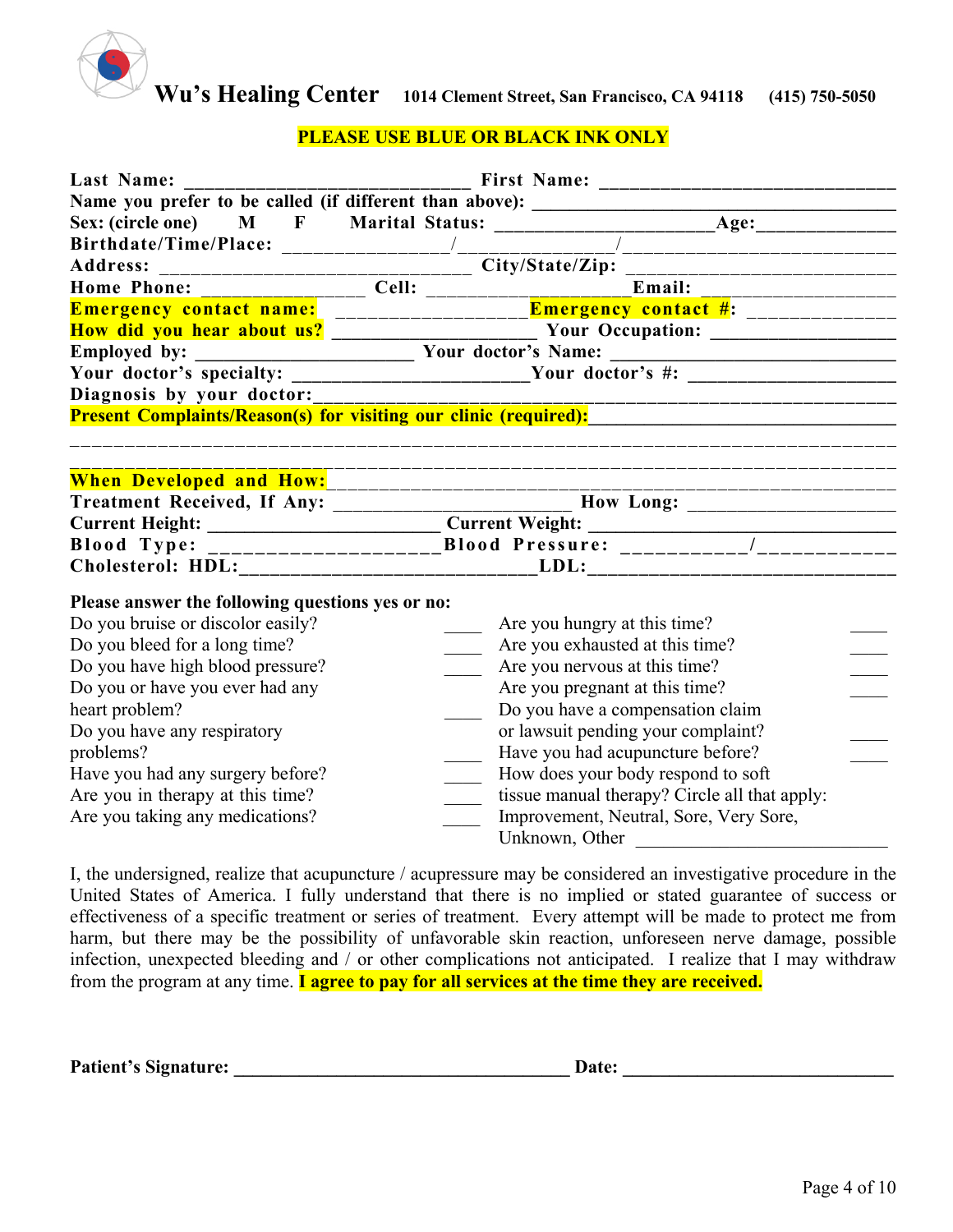# Wu's Healing Center

1014 Clement Street, San Francisco, CA 94118 (415) 750-5050

**PLEASE USE BLUE OR BLACK INK ONLY**

**Last Name:** ______________________________ **First Name:** ______________________________

**Name you prefer to be called (if different than above):** ______________________________

**Sex: (circle one) M F Marital Status:** ____________________ **Age:** ______________

**Birthdate/Time/Place:** ________________/_______________/__________________________

**Address:** ______________________________ **City/State/Zip:** __________________________

**Home Phone:** ________________ **Cell:** ____________________ **Email:** ____________________

**Emergency contact name:** __________________ **Emergency contact #:** ______________

**How did you hear about us?** ____________________ **Your Occupation:** ____________________

**Employed by:** ______________________ **Your doctor's Name:** ____________________________

**Your doctor's specialty:** ______________________ **Your doctor's #:** ____________________

**Diagnosis by your doctor:** ______________________________________________________________

**Present Complaints/Reason(s) for visiting our clinic (required):** ______________________________

_________________________________________________________________________________________

_________________________________________________________________________________________

**When Developed and How:** ______________________________________________________________

**Treatment Received, If Any:** ______________________ **How Long:** ____________________

**Current Height:** ______________________ **Current Weight:** ______________________________

**Blood Type:** ____________________ **Blood Pressure:** ___________/___________

**Cholesterol: HDL:** ____________________________ **LDL:** ____________________________

**Please answer the following questions yes or no:**

- Do you bruise or discolor easily? ____
- Do you bleed for a long time? ____
- Do you have high blood pressure? ____
- Do you or have you ever had any heart problem? ____
- Do you have any respiratory problems? ____
- Have you had any surgery before? ____
- Are you in therapy at this time? ____
- Are you taking any medications? ____
- Are you hungry at this time? ____
- Are you exhausted at this time? ____
- Are you nervous at this time? ____
- Are you pregnant at this time? ____
- Do you have a compensation claim or lawsuit pending your complaint? ____
- Have you had acupuncture before? ____
- How does your body respond to soft tissue manual therapy? Circle all that apply: Improvement, Neutral, Sore, Very Sore, Unknown, Other ______________________

I, the undersigned, realize that acupuncture / acupressure may be considered an investigative procedure in the United States of America. I fully understand that there is no implied or stated guarantee of success or effectiveness of a specific treatment or series of treatment. Every attempt will be made to protect me from harm, but there may be the possibility of unfavorable skin reaction, unforeseen nerve damage, possible infection, unexpected bleeding and / or other complications not anticipated. I realize that I may withdraw from the program at any time. **I agree to pay for all services at the time they are received.**

**Patient's Signature:** ________________________________ **Date:** ____________________________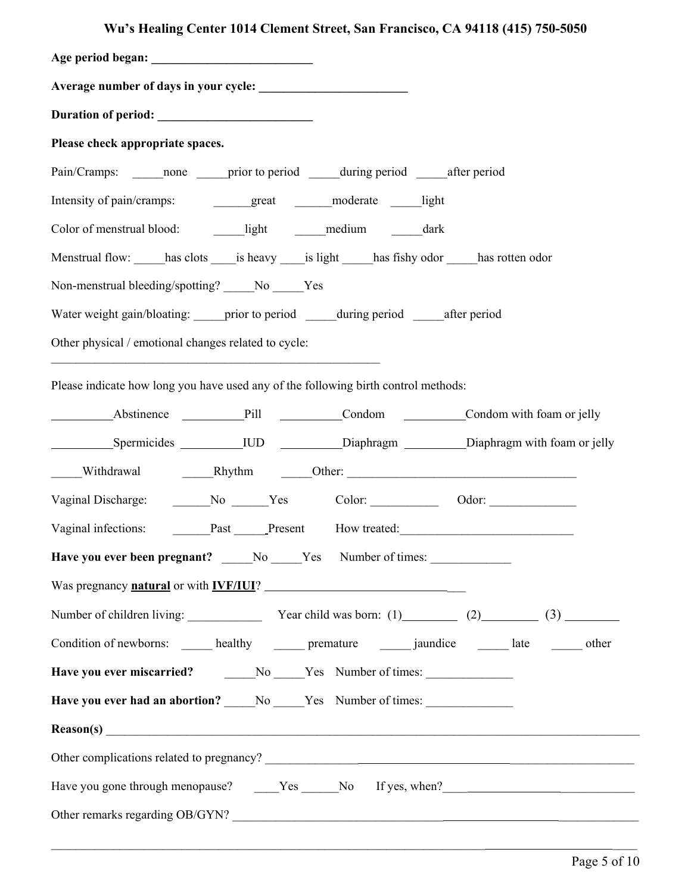**Wu's Healing Center 1014 Clement Street, San Francisco, CA 94118 (415) 750-5050**

**Age period began: __________________________**

**Average number of days in your cycle: ________________________**

**Duration of period: _________________________**

**Please check appropriate spaces.**

Pain/Cramps: _____none _____prior to period _____during period _____after period

Intensity of pain/cramps: ______great ______moderate _____light

Color of menstrual blood: _____light _____medium _____dark

Menstrual flow: _____has clots ____is heavy ____is light _____has fishy odor _____has rotten odor

Non-menstrual bleeding/spotting? _____No _____Yes

Water weight gain/bloating: _____prior to period _____during period _____after period

Other physical / emotional changes related to cycle:
_______________________________________________________

Please indicate how long you have used any of the following birth control methods:

__________Abstinence __________Pill __________Condom __________Condom with foam or jelly

__________Spermicides __________IUD __________Diaphragm __________Diaphragm with foam or jelly

_____Withdrawal _____Rhythm _____Other: _____________________________________

Vaginal Discharge: ______No ______Yes Color: ___________ Odor: ______________

Vaginal infections: ______Past _____Present How treated:____________________________

**Have you ever been pregnant?** _____No _____Yes Number of times: _____________

Was pregnancy **natural** or with **IVF/IUI**? _________________________________

Number of children living: ____________ Year child was born: (1)_________ (2)_________ (3) _________

Condition of newborns: _____ healthy _____ premature _____ jaundice _____ late _____ other

**Have you ever miscarried?** _____No _____Yes Number of times: ______________

**Have you ever had an abortion?** _____No _____Yes Number of times: ______________

**Reason(s)** ______________________________________________________________________________

Other complications related to pregnancy? ______________________________________________________

Have you gone through menopause? ____Yes ______No If yes, when?________________________________

Other remarks regarding OB/GYN? _______________________________________________________

_____________________________________________________________________________________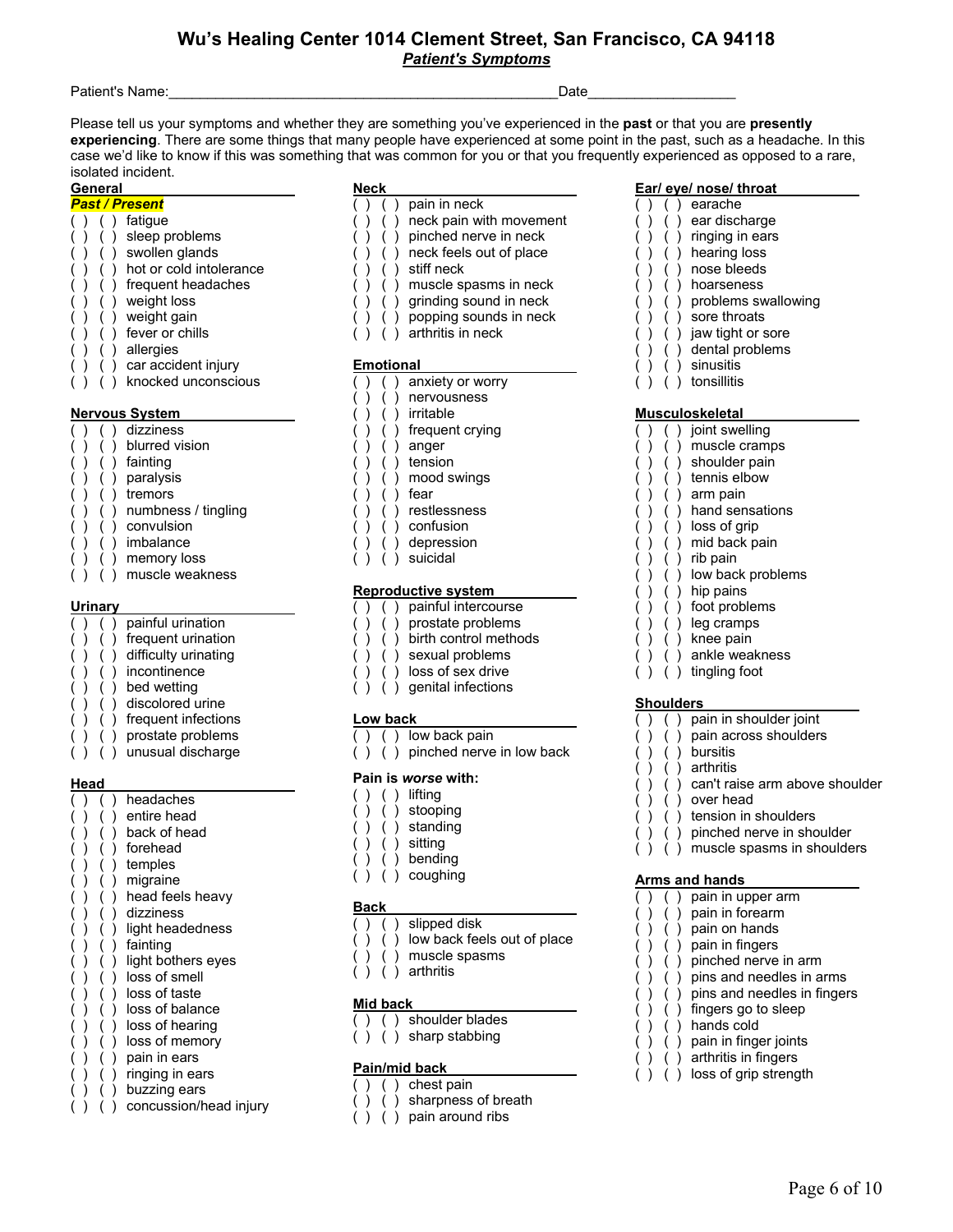# Wu's Healing Center 1014 Clement Street, San Francisco, CA 94118

## *Patient's Symptoms*

Patient's Name:_______________________________________________Date__________________

Please tell us your symptoms and whether they are something you've experienced in the **past** or that you are **presently experiencing**. There are some things that many people have experienced at some point in the past, such as a headache. In this case we'd like to know if this was something that was common for you or that you frequently experienced as opposed to a rare, isolated incident.

### General

***Past / Present***

( ) ( ) fatigue
( ) ( ) sleep problems
( ) ( ) swollen glands
( ) ( ) hot or cold intolerance
( ) ( ) frequent headaches
( ) ( ) weight loss
( ) ( ) weight gain
( ) ( ) fever or chills
( ) ( ) allergies
( ) ( ) car accident injury
( ) ( ) knocked unconscious

### Nervous System

( ) ( ) dizziness
( ) ( ) blurred vision
( ) ( ) fainting
( ) ( ) paralysis
( ) ( ) tremors
( ) ( ) numbness / tingling
( ) ( ) convulsion
( ) ( ) imbalance
( ) ( ) memory loss
( ) ( ) muscle weakness

### Urinary

( ) ( ) painful urination
( ) ( ) frequent urination
( ) ( ) difficulty urinating
( ) ( ) incontinence
( ) ( ) bed wetting
( ) ( ) discolored urine
( ) ( ) frequent infections
( ) ( ) prostate problems
( ) ( ) unusual discharge

### Head

( ) ( ) headaches
( ) ( ) entire head
( ) ( ) back of head
( ) ( ) forehead
( ) ( ) temples
( ) ( ) migraine
( ) ( ) head feels heavy
( ) ( ) dizziness
( ) ( ) light headedness
( ) ( ) fainting
( ) ( ) light bothers eyes
( ) ( ) loss of smell
( ) ( ) loss of taste
( ) ( ) loss of balance
( ) ( ) loss of hearing
( ) ( ) loss of memory
( ) ( ) pain in ears
( ) ( ) ringing in ears
( ) ( ) buzzing ears
( ) ( ) concussion/head injury

### Neck

( ) ( ) pain in neck
( ) ( ) neck pain with movement
( ) ( ) pinched nerve in neck
( ) ( ) neck feels out of place
( ) ( ) stiff neck
( ) ( ) muscle spasms in neck
( ) ( ) grinding sound in neck
( ) ( ) popping sounds in neck
( ) ( ) arthritis in neck

### Emotional

( ) ( ) anxiety or worry
( ) ( ) nervousness
( ) ( ) irritable
( ) ( ) frequent crying
( ) ( ) anger
( ) ( ) tension
( ) ( ) mood swings
( ) ( ) fear
( ) ( ) restlessness
( ) ( ) confusion
( ) ( ) depression
( ) ( ) suicidal

### Reproductive system

( ) ( ) painful intercourse
( ) ( ) prostate problems
( ) ( ) birth control methods
( ) ( ) sexual problems
( ) ( ) loss of sex drive
( ) ( ) genital infections

### Low back

( ) ( ) low back pain
( ) ( ) pinched nerve in low back

### Pain is *worse* with:

( ) ( ) lifting
( ) ( ) stooping
( ) ( ) standing
( ) ( ) sitting
( ) ( ) bending
( ) ( ) coughing

### Back

( ) ( ) slipped disk
( ) ( ) low back feels out of place
( ) ( ) muscle spasms
( ) ( ) arthritis

### Mid back

( ) ( ) shoulder blades
( ) ( ) sharp stabbing

### Pain/mid back

( ) ( ) chest pain
( ) ( ) sharpness of breath
( ) ( ) pain around ribs

### Ear/ eye/ nose/ throat

( ) ( ) earache
( ) ( ) ear discharge
( ) ( ) ringing in ears
( ) ( ) hearing loss
( ) ( ) nose bleeds
( ) ( ) hoarseness
( ) ( ) problems swallowing
( ) ( ) sore throats
( ) ( ) jaw tight or sore
( ) ( ) dental problems
( ) ( ) sinusitis
( ) ( ) tonsillitis

### Musculoskeletal

( ) ( ) joint swelling
( ) ( ) muscle cramps
( ) ( ) shoulder pain
( ) ( ) tennis elbow
( ) ( ) arm pain
( ) ( ) hand sensations
( ) ( ) loss of grip
( ) ( ) mid back pain
( ) ( ) rib pain
( ) ( ) low back problems
( ) ( ) hip pains
( ) ( ) foot problems
( ) ( ) leg cramps
( ) ( ) knee pain
( ) ( ) ankle weakness
( ) ( ) tingling foot

### Shoulders

( ) ( ) pain in shoulder joint
( ) ( ) pain across shoulders
( ) ( ) bursitis
( ) ( ) arthritis
( ) ( ) can't raise arm above shoulder
( ) ( ) over head
( ) ( ) tension in shoulders
( ) ( ) pinched nerve in shoulder
( ) ( ) muscle spasms in shoulders

### Arms and hands

( ) ( ) pain in upper arm
( ) ( ) pain in forearm
( ) ( ) pain on hands
( ) ( ) pain in fingers
( ) ( ) pinched nerve in arm
( ) ( ) pins and needles in arms
( ) ( ) pins and needles in fingers
( ) ( ) fingers go to sleep
( ) ( ) hands cold
( ) ( ) pain in finger joints
( ) ( ) arthritis in fingers
( ) ( ) loss of grip strength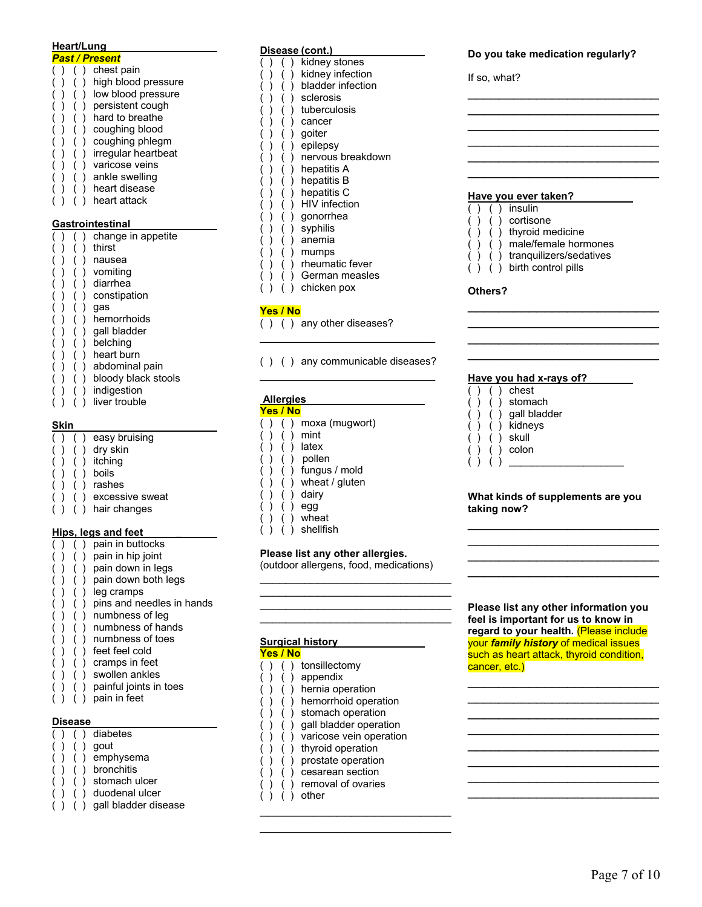**Heart/Lung**

***Past / Present***

- ( ) ( ) chest pain
- ( ) ( ) high blood pressure
- ( ) ( ) low blood pressure
- ( ) ( ) persistent cough
- ( ) ( ) hard to breathe
- ( ) ( ) coughing blood
- ( ) ( ) coughing phlegm
- ( ) ( ) irregular heartbeat
- ( ) ( ) varicose veins
- ( ) ( ) ankle swelling
- ( ) ( ) heart disease
- ( ) ( ) heart attack

**Gastrointestinal**

- ( ) ( ) change in appetite
- ( ) ( ) thirst
- ( ) ( ) nausea
- ( ) ( ) vomiting
- ( ) ( ) diarrhea
- ( ) ( ) constipation
- ( ) ( ) gas
- ( ) ( ) hemorrhoids
- ( ) ( ) gall bladder
- ( ) ( ) belching
- ( ) ( ) heart burn
- ( ) ( ) abdominal pain
- ( ) ( ) bloody black stools
- ( ) ( ) indigestion
- ( ) ( ) liver trouble

**Skin**

- ( ) ( ) easy bruising
- ( ) ( ) dry skin
- ( ) ( ) itching
- ( ) ( ) boils
- ( ) ( ) rashes
- ( ) ( ) excessive sweat
- ( ) ( ) hair changes

**Hips, legs and feet**

- ( ) ( ) pain in buttocks
- ( ) ( ) pain in hip joint
- ( ) ( ) pain down in legs
- ( ) ( ) pain down both legs
- ( ) ( ) leg cramps
- ( ) ( ) pins and needles in hands
- ( ) ( ) numbness of leg
- ( ) ( ) numbness of hands
- ( ) ( ) numbness of toes
- ( ) ( ) feet feel cold
- ( ) ( ) cramps in feet
- ( ) ( ) swollen ankles
- ( ) ( ) painful joints in toes
- ( ) ( ) pain in feet

**Disease**

- ( ) ( ) diabetes
- ( ) ( ) gout
- ( ) ( ) emphysema
- ( ) ( ) bronchitis
- ( ) ( ) stomach ulcer
- ( ) ( ) duodenal ulcer
- ( ) ( ) gall bladder disease

**Disease (cont.)**

- ( ) ( ) kidney stones
- ( ) ( ) kidney infection
- ( ) ( ) bladder infection
- ( ) ( ) sclerosis
- ( ) ( ) tuberculosis
- ( ) ( ) cancer
- ( ) ( ) goiter
- ( ) ( ) epilepsy
- ( ) ( ) nervous breakdown
- ( ) ( ) hepatitis A
- ( ) ( ) hepatitis B
- ( ) ( ) hepatitis C
- ( ) ( ) HIV infection
- ( ) ( ) gonorrhea
- ( ) ( ) syphilis
- ( ) ( ) anemia
- ( ) ( ) mumps
- ( ) ( ) rheumatic fever
- ( ) ( ) German measles
- ( ) ( ) chicken pox

**Yes / No**

- ( ) ( ) any other diseases? ______________________________
- ( ) ( ) any communicable diseases? ______________________________

**Allergies**

**Yes / No**

- ( ) ( ) moxa (mugwort)
- ( ) ( ) mint
- ( ) ( ) latex
- ( ) ( ) pollen
- ( ) ( ) fungus / mold
- ( ) ( ) wheat / gluten
- ( ) ( ) dairy
- ( ) ( ) egg
- ( ) ( ) wheat
- ( ) ( ) shellfish

**Please list any other allergies.**
(outdoor allergens, food, medications)

______________________________
______________________________
______________________________
______________________________

**Surgical history**

**Yes / No**

- ( ) ( ) tonsillectomy
- ( ) ( ) appendix
- ( ) ( ) hernia operation
- ( ) ( ) hemorrhoid operation
- ( ) ( ) stomach operation
- ( ) ( ) gall bladder operation
- ( ) ( ) varicose vein operation
- ( ) ( ) thyroid operation
- ( ) ( ) prostate operation
- ( ) ( ) cesarean section
- ( ) ( ) removal of ovaries
- ( ) ( ) other

______________________________
______________________________

**Do you take medication regularly?**

If so, what?

______________________________
______________________________
______________________________
______________________________
______________________________
______________________________

**Have you ever taken?**

- ( ) ( ) insulin
- ( ) ( ) cortisone
- ( ) ( ) thyroid medicine
- ( ) ( ) male/female hormones
- ( ) ( ) tranquilizers/sedatives
- ( ) ( ) birth control pills

**Others?**

______________________________
______________________________
______________________________
______________________________

**Have you had x-rays of?**

- ( ) ( ) chest
- ( ) ( ) stomach
- ( ) ( ) gall bladder
- ( ) ( ) kidneys
- ( ) ( ) skull
- ( ) ( ) colon
- ( ) ( ) ____________________

**What kinds of supplements are you taking now?**

______________________________
______________________________
______________________________
______________________________

**Please list any other information you feel is important for us to know in regard to your health.** (Please include your ***family history*** of medical issues such as heart attack, thyroid condition, cancer, etc.)

______________________________
______________________________
______________________________
______________________________
______________________________
______________________________
______________________________
______________________________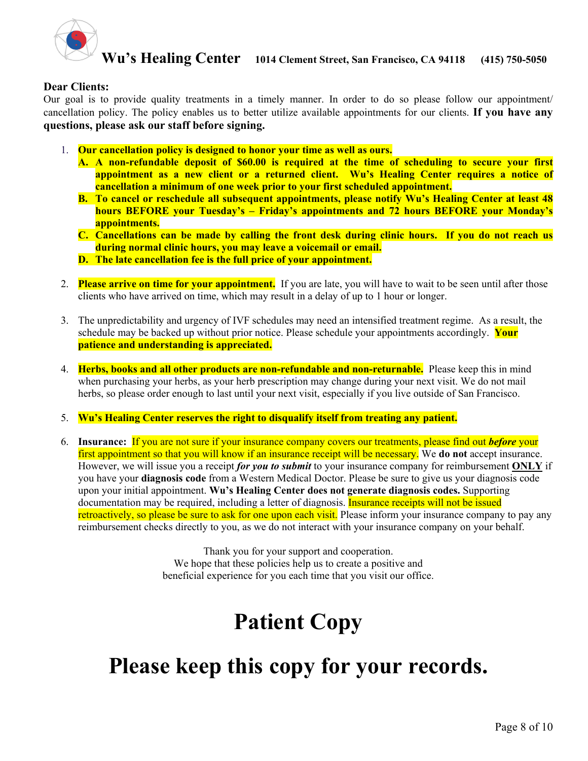# Wu's Healing Center

1014 Clement Street, San Francisco, CA 94118 (415) 750-5050

**Dear Clients:**

Our goal is to provide quality treatments in a timely manner. In order to do so please follow our appointment/ cancellation policy. The policy enables us to better utilize available appointments for our clients. **If you have any questions, please ask our staff before signing.**

1. **Our cancellation policy is designed to honor your time as well as ours.**
   - **A. A non-refundable deposit of $60.00 is required at the time of scheduling to secure your first appointment as a new client or a returned client. Wu's Healing Center requires a notice of cancellation a minimum of one week prior to your first scheduled appointment.**
   - **B. To cancel or reschedule all subsequent appointments, please notify Wu's Healing Center at least 48 hours BEFORE your Tuesday's – Friday's appointments and 72 hours BEFORE your Monday's appointments.**
   - **C. Cancellations can be made by calling the front desk during clinic hours. If you do not reach us during normal clinic hours, you may leave a voicemail or email.**
   - **D. The late cancellation fee is the full price of your appointment.**

2. **Please arrive on time for your appointment.** If you are late, you will have to wait to be seen until after those clients who have arrived on time, which may result in a delay of up to 1 hour or longer.

3. The unpredictability and urgency of IVF schedules may need an intensified treatment regime. As a result, the schedule may be backed up without prior notice. Please schedule your appointments accordingly. **Your patience and understanding is appreciated.**

4. **Herbs, books and all other products are non-refundable and non-returnable.** Please keep this in mind when purchasing your herbs, as your herb prescription may change during your next visit. We do not mail herbs, so please order enough to last until your next visit, especially if you live outside of San Francisco.

5. **Wu's Healing Center reserves the right to disqualify itself from treating any patient.**

6. **Insurance:** If you are not sure if your insurance company covers our treatments, please find out ***before*** your first appointment so that you will know if an insurance receipt will be necessary. We **do not** accept insurance. However, we will issue you a receipt ***for you to submit*** to your insurance company for reimbursement **ONLY** if you have your **diagnosis code** from a Western Medical Doctor. Please be sure to give us your diagnosis code upon your initial appointment. **Wu's Healing Center does not generate diagnosis codes.** Supporting documentation may be required, including a letter of diagnosis. Insurance receipts will not be issued retroactively, so please be sure to ask for one upon each visit. Please inform your insurance company to pay any reimbursement checks directly to you, as we do not interact with your insurance company on your behalf.

Thank you for your support and cooperation.
We hope that these policies help us to create a positive and
beneficial experience for you each time that you visit our office.

# Patient Copy

# Please keep this copy for your records.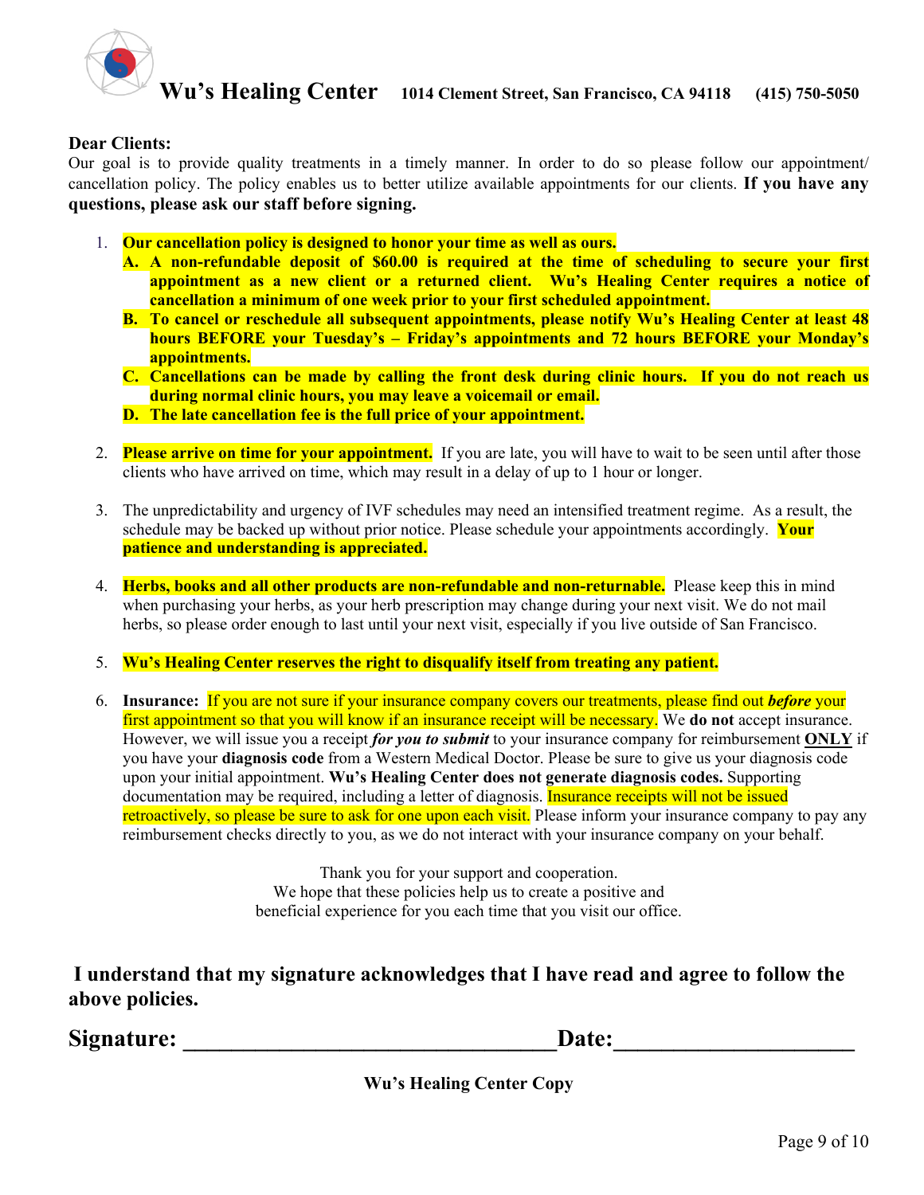# Wu's Healing Center

1014 Clement Street, San Francisco, CA 94118 (415) 750-5050

**Dear Clients:**

Our goal is to provide quality treatments in a timely manner. In order to do so please follow our appointment/ cancellation policy. The policy enables us to better utilize available appointments for our clients. **If you have any questions, please ask our staff before signing.**

1. **Our cancellation policy is designed to honor your time as well as ours.**
   - **A. A non-refundable deposit of $60.00 is required at the time of scheduling to secure your first appointment as a new client or a returned client. Wu's Healing Center requires a notice of cancellation a minimum of one week prior to your first scheduled appointment.**
   - **B. To cancel or reschedule all subsequent appointments, please notify Wu's Healing Center at least 48 hours BEFORE your Tuesday's – Friday's appointments and 72 hours BEFORE your Monday's appointments.**
   - **C. Cancellations can be made by calling the front desk during clinic hours. If you do not reach us during normal clinic hours, you may leave a voicemail or email.**
   - **D. The late cancellation fee is the full price of your appointment.**

2. **Please arrive on time for your appointment.** If you are late, you will have to wait to be seen until after those clients who have arrived on time, which may result in a delay of up to 1 hour or longer.

3. The unpredictability and urgency of IVF schedules may need an intensified treatment regime. As a result, the schedule may be backed up without prior notice. Please schedule your appointments accordingly. **Your patience and understanding is appreciated.**

4. **Herbs, books and all other products are non-refundable and non-returnable.** Please keep this in mind when purchasing your herbs, as your herb prescription may change during your next visit. We do not mail herbs, so please order enough to last until your next visit, especially if you live outside of San Francisco.

5. **Wu's Healing Center reserves the right to disqualify itself from treating any patient.**

6. **Insurance:** If you are not sure if your insurance company covers our treatments, please find out ***before*** your first appointment so that you will know if an insurance receipt will be necessary. We **do not** accept insurance. However, we will issue you a receipt ***for you to submit*** to your insurance company for reimbursement **ONLY** if you have your **diagnosis code** from a Western Medical Doctor. Please be sure to give us your diagnosis code upon your initial appointment. **Wu's Healing Center does not generate diagnosis codes.** Supporting documentation may be required, including a letter of diagnosis. Insurance receipts will not be issued retroactively, so please be sure to ask for one upon each visit. Please inform your insurance company to pay any reimbursement checks directly to you, as we do not interact with your insurance company on your behalf.

Thank you for your support and cooperation.
We hope that these policies help us to create a positive and beneficial experience for you each time that you visit our office.

**I understand that my signature acknowledges that I have read and agree to follow the above policies.**

**Signature: ______________________________ Date: ____________________**

**Wu's Healing Center Copy**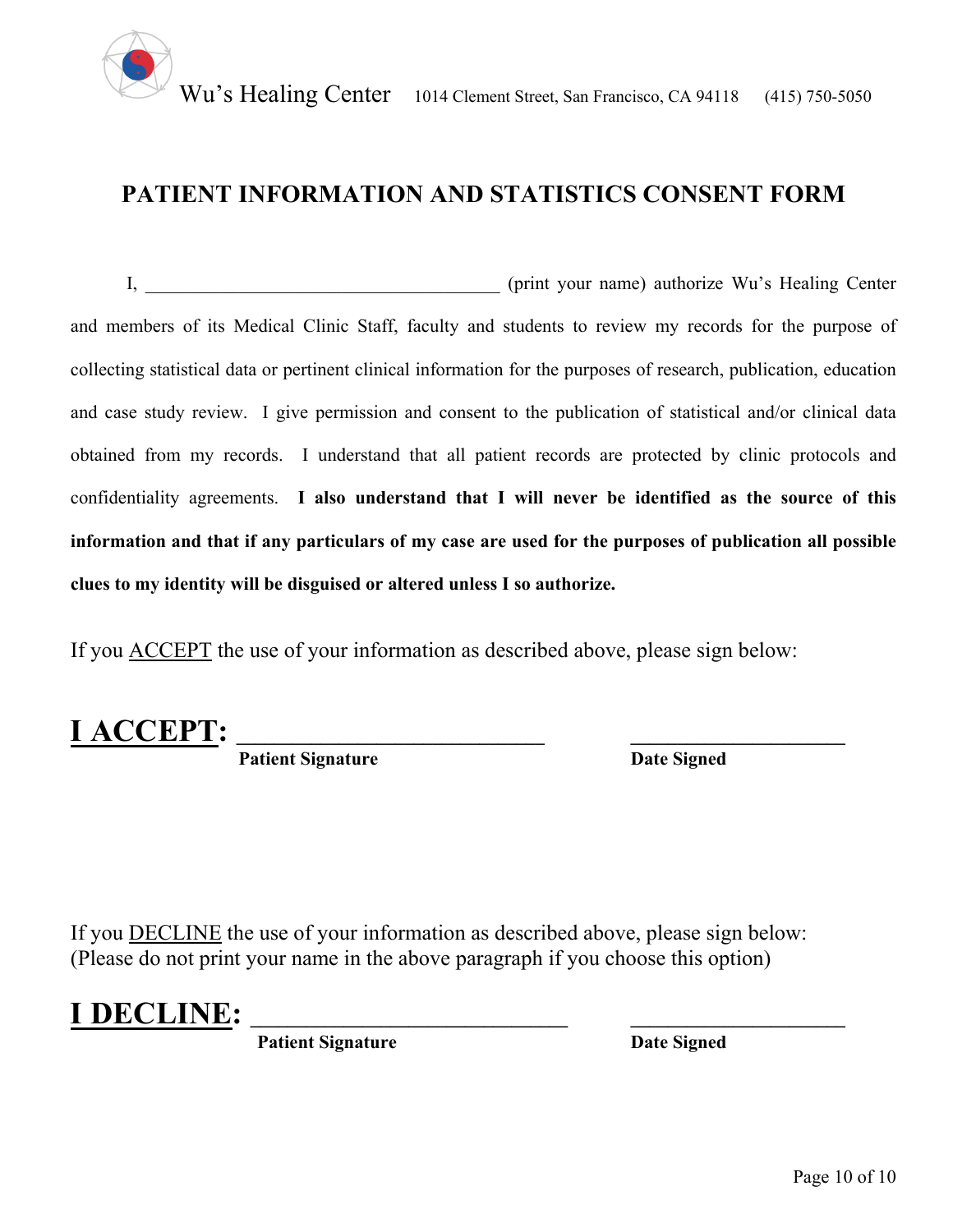Wu's Healing Center 1014 Clement Street, San Francisco, CA 94118 (415) 750-5050

# PATIENT INFORMATION AND STATISTICS CONSENT FORM

I, ______________________________________ (print your name) authorize Wu's Healing Center and members of its Medical Clinic Staff, faculty and students to review my records for the purpose of collecting statistical data or pertinent clinical information for the purposes of research, publication, education and case study review. I give permission and consent to the publication of statistical and/or clinical data obtained from my records. I understand that all patient records are protected by clinic protocols and confidentiality agreements. **I also understand that I will never be identified as the source of this information and that if any particulars of my case are used for the purposes of publication all possible clues to my identity will be disguised or altered unless I so authorize.**

If you ACCEPT the use of your information as described above, please sign below:

**I ACCEPT:** __________________________ ____________________

**Patient Signature** **Date Signed**

If you DECLINE the use of your information as described above, please sign below:
(Please do not print your name in the above paragraph if you choose this option)

**I DECLINE:** __________________________ ____________________

**Patient Signature** **Date Signed**